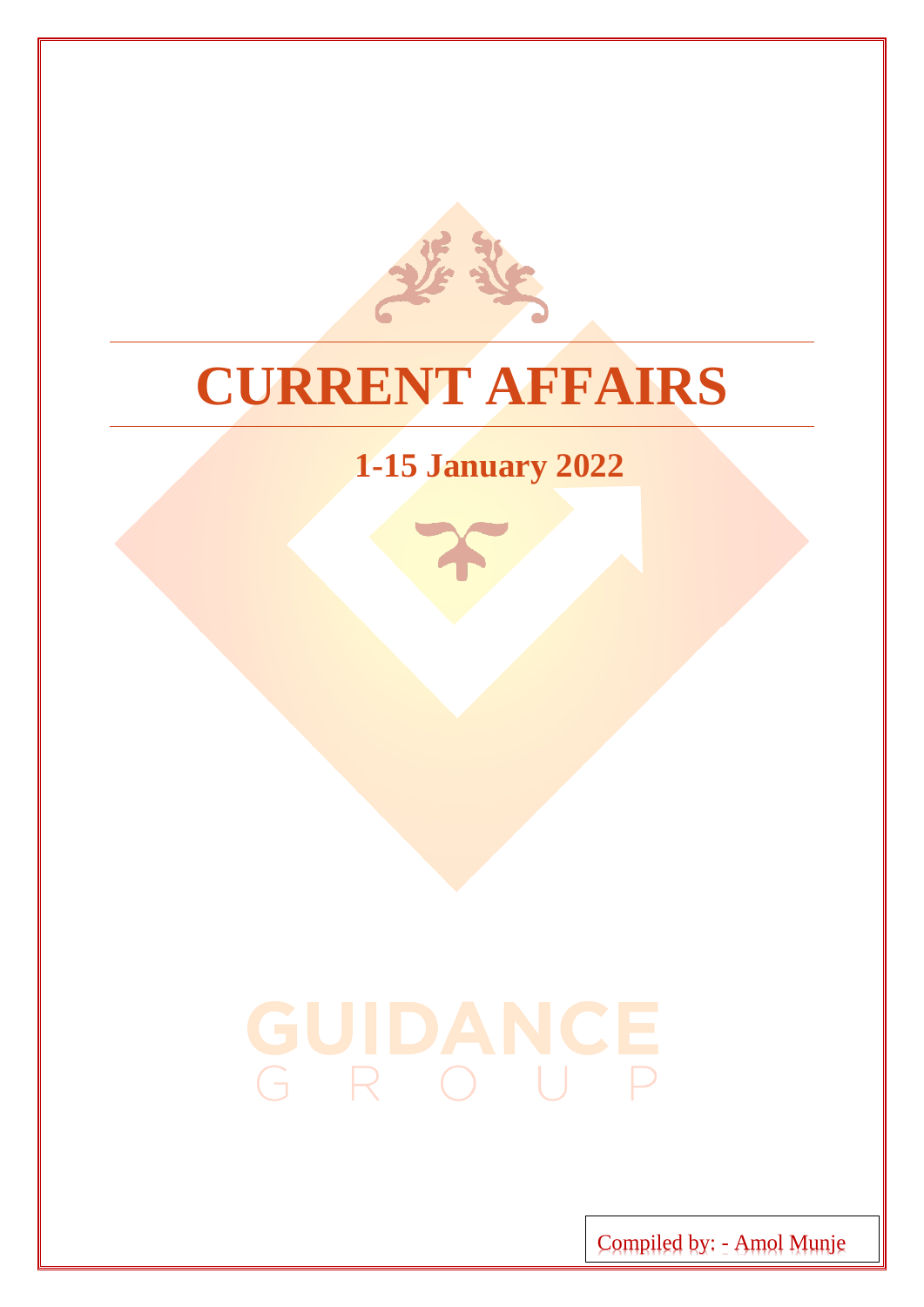# CURRENT AFFAIRS

## 1-15 January 2022

GUIDANCE
G R O U P

Compiled by: - Amol Munje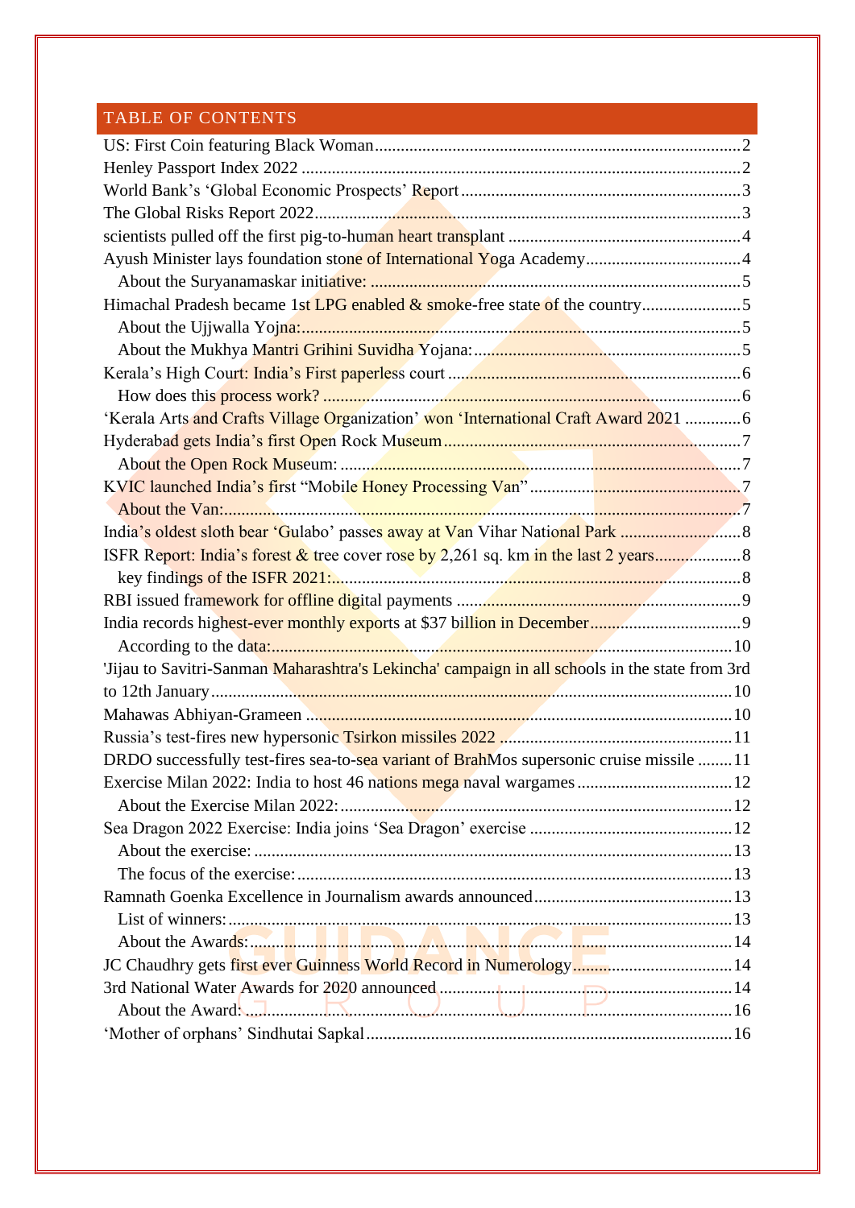# TABLE OF CONTENTS

- US: First Coin featuring Black Woman ........ 2
- Henley Passport Index 2022 ........ 2
- World Bank's 'Global Economic Prospects' Report ........ 3
- The Global Risks Report 2022 ........ 3
- scientists pulled off the first pig-to-human heart transplant ........ 4
- Ayush Minister lays foundation stone of International Yoga Academy ........ 4
  - About the Suryanamaskar initiative: ........ 5
- Himachal Pradesh became 1st LPG enabled & smoke-free state of the country ........ 5
  - About the Ujjwalla Yojna: ........ 5
  - About the Mukhya Mantri Grihini Suvidha Yojana: ........ 5
- Kerala's High Court: India's First paperless court ........ 6
  - How does this process work? ........ 6
- 'Kerala Arts and Crafts Village Organization' won 'International Craft Award 2021 ........ 6
- Hyderabad gets India's first Open Rock Museum ........ 7
  - About the Open Rock Museum: ........ 7
- KVIC launched India's first "Mobile Honey Processing Van" ........ 7
  - About the Van: ........ 7
- India's oldest sloth bear 'Gulabo' passes away at Van Vihar National Park ........ 8
- ISFR Report: India's forest & tree cover rose by 2,261 sq. km in the last 2 years ........ 8
  - key findings of the ISFR 2021: ........ 8
- RBI issued framework for offline digital payments ........ 9
- India records highest-ever monthly exports at $37 billion in December ........ 9
  - According to the data: ........ 10
- 'Jijau to Savitri-Sanman Maharashtra's Lekincha' campaign in all schools in the state from 3rd to 12th January ........ 10
- Mahawas Abhiyan-Grameen ........ 10
- Russia's test-fires new hypersonic Tsirkon missiles 2022 ........ 11
- DRDO successfully test-fires sea-to-sea variant of BrahMos supersonic cruise missile ........ 11
- Exercise Milan 2022: India to host 46 nations mega naval wargames ........ 12
  - About the Exercise Milan 2022: ........ 12
- Sea Dragon 2022 Exercise: India joins 'Sea Dragon' exercise ........ 12
  - About the exercise: ........ 13
  - The focus of the exercise: ........ 13
- Ramnath Goenka Excellence in Journalism awards announced ........ 13
  - List of winners: ........ 13
  - About the Awards: ........ 14
- JC Chaudhry gets first ever Guinness World Record in Numerology ........ 14
- 3rd National Water Awards for 2020 announced ........ 14
  - About the Award: ........ 16
- 'Mother of orphans' Sindhutai Sapkal ........ 16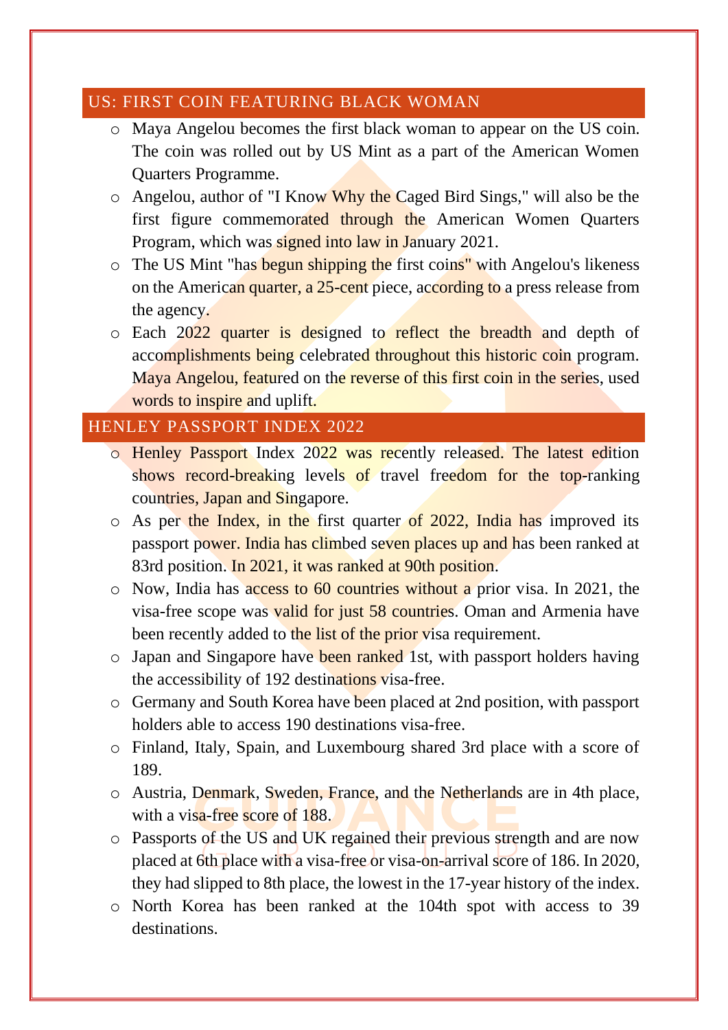## US: FIRST COIN FEATURING BLACK WOMAN

- Maya Angelou becomes the first black woman to appear on the US coin. The coin was rolled out by US Mint as a part of the American Women Quarters Programme.
- Angelou, author of "I Know Why the Caged Bird Sings," will also be the first figure commemorated through the American Women Quarters Program, which was signed into law in January 2021.
- The US Mint "has begun shipping the first coins" with Angelou's likeness on the American quarter, a 25-cent piece, according to a press release from the agency.
- Each 2022 quarter is designed to reflect the breadth and depth of accomplishments being celebrated throughout this historic coin program. Maya Angelou, featured on the reverse of this first coin in the series, used words to inspire and uplift.

## HENLEY PASSPORT INDEX 2022

- Henley Passport Index 2022 was recently released. The latest edition shows record-breaking levels of travel freedom for the top-ranking countries, Japan and Singapore.
- As per the Index, in the first quarter of 2022, India has improved its passport power. India has climbed seven places up and has been ranked at 83rd position. In 2021, it was ranked at 90th position.
- Now, India has access to 60 countries without a prior visa. In 2021, the visa-free scope was valid for just 58 countries. Oman and Armenia have been recently added to the list of the prior visa requirement.
- Japan and Singapore have been ranked 1st, with passport holders having the accessibility of 192 destinations visa-free.
- Germany and South Korea have been placed at 2nd position, with passport holders able to access 190 destinations visa-free.
- Finland, Italy, Spain, and Luxembourg shared 3rd place with a score of 189.
- Austria, Denmark, Sweden, France, and the Netherlands are in 4th place, with a visa-free score of 188.
- Passports of the US and UK regained their previous strength and are now placed at 6th place with a visa-free or visa-on-arrival score of 186. In 2020, they had slipped to 8th place, the lowest in the 17-year history of the index.
- North Korea has been ranked at the 104th spot with access to 39 destinations.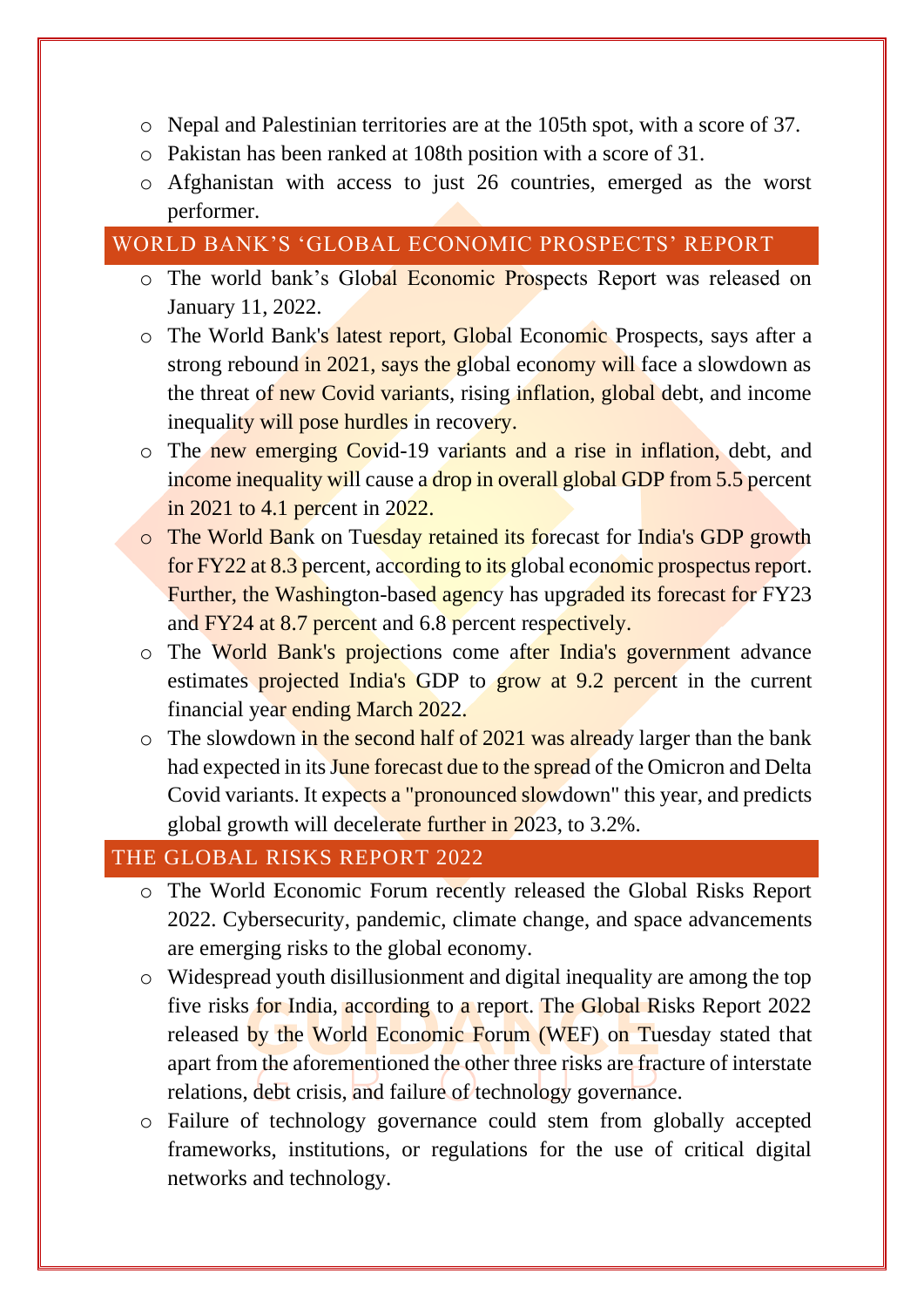- Nepal and Palestinian territories are at the 105th spot, with a score of 37.
- Pakistan has been ranked at 108th position with a score of 31.
- Afghanistan with access to just 26 countries, emerged as the worst performer.

## WORLD BANK'S 'GLOBAL ECONOMIC PROSPECTS' REPORT

- The world bank's Global Economic Prospects Report was released on January 11, 2022.
- The World Bank's latest report, Global Economic Prospects, says after a strong rebound in 2021, says the global economy will face a slowdown as the threat of new Covid variants, rising inflation, global debt, and income inequality will pose hurdles in recovery.
- The new emerging Covid-19 variants and a rise in inflation, debt, and income inequality will cause a drop in overall global GDP from 5.5 percent in 2021 to 4.1 percent in 2022.
- The World Bank on Tuesday retained its forecast for India's GDP growth for FY22 at 8.3 percent, according to its global economic prospectus report. Further, the Washington-based agency has upgraded its forecast for FY23 and FY24 at 8.7 percent and 6.8 percent respectively.
- The World Bank's projections come after India's government advance estimates projected India's GDP to grow at 9.2 percent in the current financial year ending March 2022.
- The slowdown in the second half of 2021 was already larger than the bank had expected in its June forecast due to the spread of the Omicron and Delta Covid variants. It expects a "pronounced slowdown" this year, and predicts global growth will decelerate further in 2023, to 3.2%.

## THE GLOBAL RISKS REPORT 2022

- The World Economic Forum recently released the Global Risks Report 2022. Cybersecurity, pandemic, climate change, and space advancements are emerging risks to the global economy.
- Widespread youth disillusionment and digital inequality are among the top five risks for India, according to a report. The Global Risks Report 2022 released by the World Economic Forum (WEF) on Tuesday stated that apart from the aforementioned the other three risks are fracture of interstate relations, debt crisis, and failure of technology governance.
- Failure of technology governance could stem from globally accepted frameworks, institutions, or regulations for the use of critical digital networks and technology.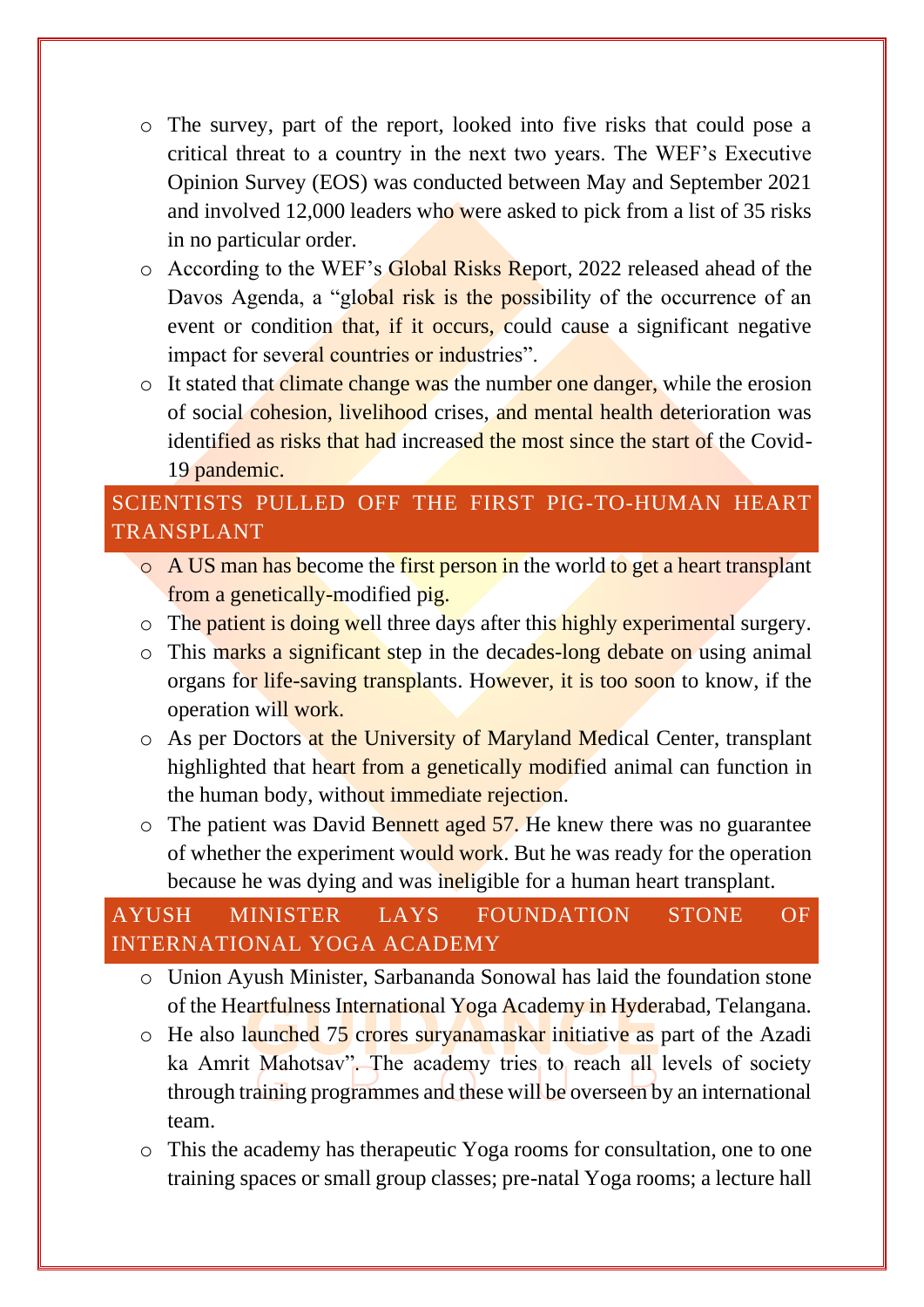- The survey, part of the report, looked into five risks that could pose a critical threat to a country in the next two years. The WEF's Executive Opinion Survey (EOS) was conducted between May and September 2021 and involved 12,000 leaders who were asked to pick from a list of 35 risks in no particular order.
- According to the WEF's Global Risks Report, 2022 released ahead of the Davos Agenda, a "global risk is the possibility of the occurrence of an event or condition that, if it occurs, could cause a significant negative impact for several countries or industries".
- It stated that climate change was the number one danger, while the erosion of social cohesion, livelihood crises, and mental health deterioration was identified as risks that had increased the most since the start of the Covid-19 pandemic.

## SCIENTISTS PULLED OFF THE FIRST PIG-TO-HUMAN HEART TRANSPLANT

- A US man has become the first person in the world to get a heart transplant from a genetically-modified pig.
- The patient is doing well three days after this highly experimental surgery.
- This marks a significant step in the decades-long debate on using animal organs for life-saving transplants. However, it is too soon to know, if the operation will work.
- As per Doctors at the University of Maryland Medical Center, transplant highlighted that heart from a genetically modified animal can function in the human body, without immediate rejection.
- The patient was David Bennett aged 57. He knew there was no guarantee of whether the experiment would work. But he was ready for the operation because he was dying and was ineligible for a human heart transplant.

## AYUSH MINISTER LAYS FOUNDATION STONE OF INTERNATIONAL YOGA ACADEMY

- Union Ayush Minister, Sarbananda Sonowal has laid the foundation stone of the Heartfulness International Yoga Academy in Hyderabad, Telangana.
- He also launched 75 crores suryanamaskar initiative as part of the Azadi ka Amrit Mahotsav". The academy tries to reach all levels of society through training programmes and these will be overseen by an international team.
- This the academy has therapeutic Yoga rooms for consultation, one to one training spaces or small group classes; pre-natal Yoga rooms; a lecture hall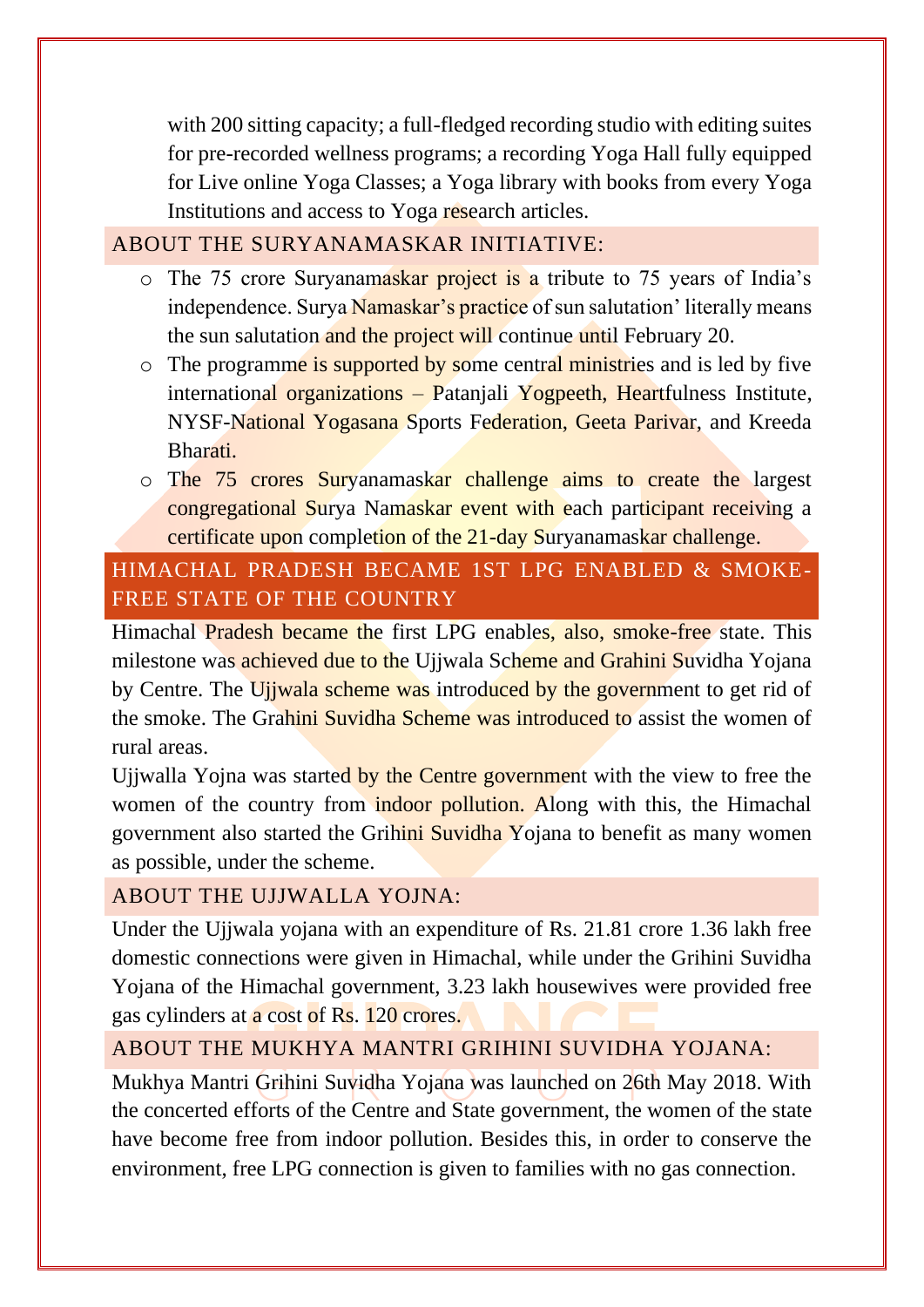with 200 sitting capacity; a full-fledged recording studio with editing suites for pre-recorded wellness programs; a recording Yoga Hall fully equipped for Live online Yoga Classes; a Yoga library with books from every Yoga Institutions and access to Yoga research articles.

### ABOUT THE SURYANAMASKAR INITIATIVE:

- The 75 crore Suryanamaskar project is a tribute to 75 years of India's independence. Surya Namaskar's practice of sun salutation' literally means the sun salutation and the project will continue until February 20.
- The programme is supported by some central ministries and is led by five international organizations – Patanjali Yogpeeth, Heartfulness Institute, NYSF-National Yogasana Sports Federation, Geeta Parivar, and Kreeda Bharati.
- The 75 crores Suryanamaskar challenge aims to create the largest congregational Surya Namaskar event with each participant receiving a certificate upon completion of the 21-day Suryanamaskar challenge.

## HIMACHAL PRADESH BECAME 1ST LPG ENABLED & SMOKE-FREE STATE OF THE COUNTRY

Himachal Pradesh became the first LPG enables, also, smoke-free state. This milestone was achieved due to the Ujjwala Scheme and Grahini Suvidha Yojana by Centre. The Ujjwala scheme was introduced by the government to get rid of the smoke. The Grahini Suvidha Scheme was introduced to assist the women of rural areas.

Ujjwalla Yojna was started by the Centre government with the view to free the women of the country from indoor pollution. Along with this, the Himachal government also started the Grihini Suvidha Yojana to benefit as many women as possible, under the scheme.

### ABOUT THE UJJWALLA YOJNA:

Under the Ujjwala yojana with an expenditure of Rs. 21.81 crore 1.36 lakh free domestic connections were given in Himachal, while under the Grihini Suvidha Yojana of the Himachal government, 3.23 lakh housewives were provided free gas cylinders at a cost of Rs. 120 crores.

### ABOUT THE MUKHYA MANTRI GRIHINI SUVIDHA YOJANA:

Mukhya Mantri Grihini Suvidha Yojana was launched on 26th May 2018. With the concerted efforts of the Centre and State government, the women of the state have become free from indoor pollution. Besides this, in order to conserve the environment, free LPG connection is given to families with no gas connection.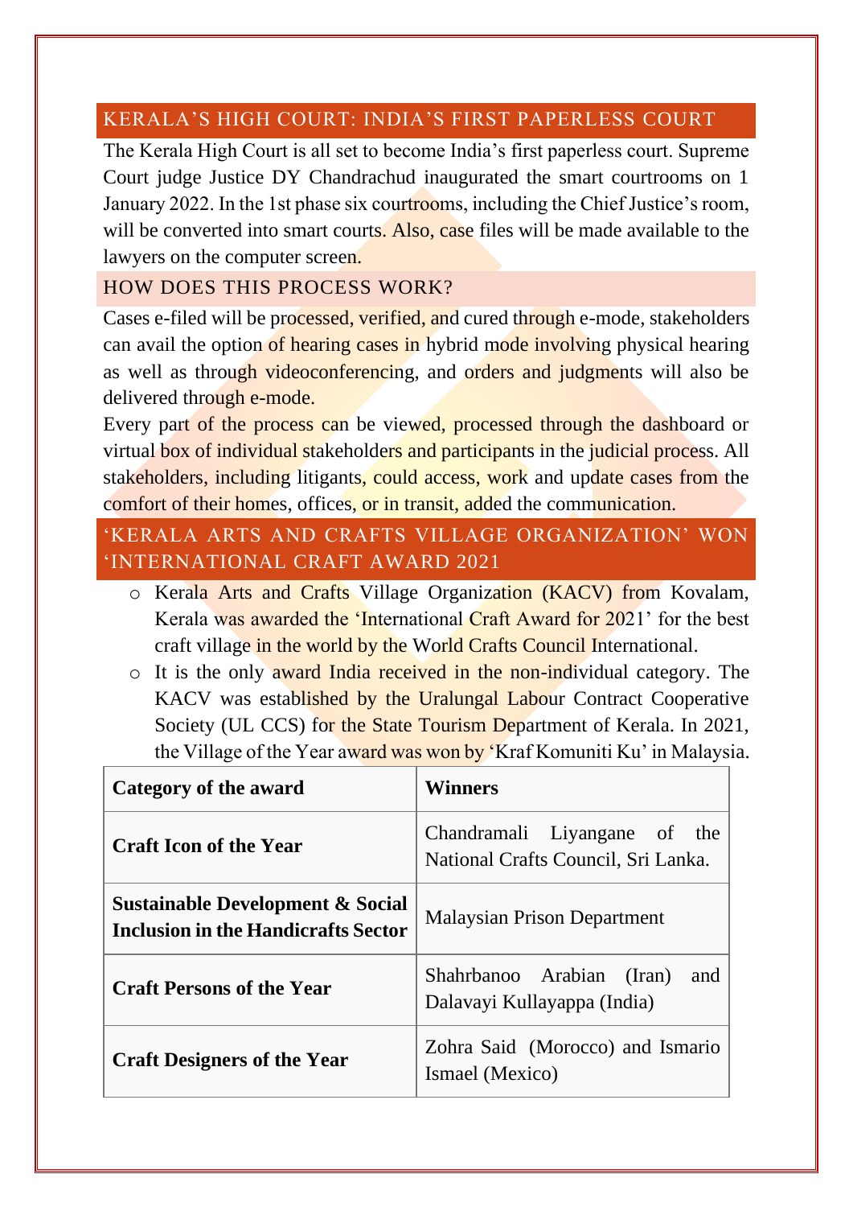## KERALA'S HIGH COURT: INDIA'S FIRST PAPERLESS COURT

The Kerala High Court is all set to become India's first paperless court. Supreme Court judge Justice DY Chandrachud inaugurated the smart courtrooms on 1 January 2022. In the 1st phase six courtrooms, including the Chief Justice's room, will be converted into smart courts. Also, case files will be made available to the lawyers on the computer screen.

### HOW DOES THIS PROCESS WORK?

Cases e-filed will be processed, verified, and cured through e-mode, stakeholders can avail the option of hearing cases in hybrid mode involving physical hearing as well as through videoconferencing, and orders and judgments will also be delivered through e-mode.

Every part of the process can be viewed, processed through the dashboard or virtual box of individual stakeholders and participants in the judicial process. All stakeholders, including litigants, could access, work and update cases from the comfort of their homes, offices, or in transit, added the communication.

## 'KERALA ARTS AND CRAFTS VILLAGE ORGANIZATION' WON 'INTERNATIONAL CRAFT AWARD 2021

- Kerala Arts and Crafts Village Organization (KACV) from Kovalam, Kerala was awarded the 'International Craft Award for 2021' for the best craft village in the world by the World Crafts Council International.
- It is the only award India received in the non-individual category. The KACV was established by the Uralungal Labour Contract Cooperative Society (UL CCS) for the State Tourism Department of Kerala. In 2021, the Village of the Year award was won by 'Kraf Komuniti Ku' in Malaysia.

| Category of the award | Winners |
|---|---|
| **Craft Icon of the Year** | Chandramali Liyangane of the National Crafts Council, Sri Lanka. |
| **Sustainable Development & Social Inclusion in the Handicrafts Sector** | Malaysian Prison Department |
| **Craft Persons of the Year** | Shahrbanoo Arabian (Iran) and Dalavayi Kullayappa (India) |
| **Craft Designers of the Year** | Zohra Said (Morocco) and Ismario Ismael (Mexico) |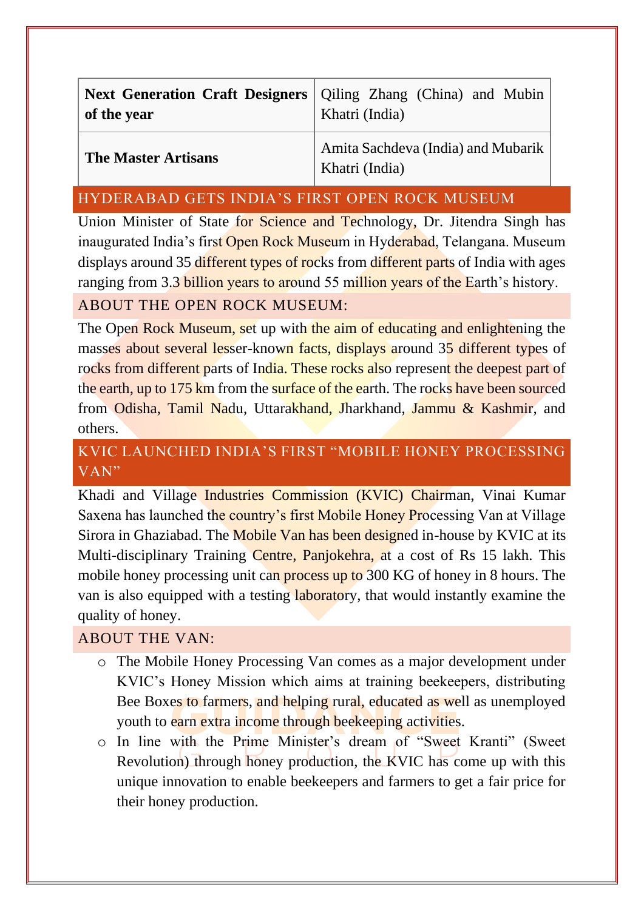| **Next Generation Craft Designers of the year** | Qiling Zhang (China) and Mubin Khatri (India) |
| --- | --- |
| **The Master Artisans** | Amita Sachdeva (India) and Mubarik Khatri (India) |

## HYDERABAD GETS INDIA'S FIRST OPEN ROCK MUSEUM

Union Minister of State for Science and Technology, Dr. Jitendra Singh has inaugurated India's first Open Rock Museum in Hyderabad, Telangana. Museum displays around 35 different types of rocks from different parts of India with ages ranging from 3.3 billion years to around 55 million years of the Earth's history.

### ABOUT THE OPEN ROCK MUSEUM:

The Open Rock Museum, set up with the aim of educating and enlightening the masses about several lesser-known facts, displays around 35 different types of rocks from different parts of India. These rocks also represent the deepest part of the earth, up to 175 km from the surface of the earth. The rocks have been sourced from Odisha, Tamil Nadu, Uttarakhand, Jharkhand, Jammu & Kashmir, and others.

## KVIC LAUNCHED INDIA'S FIRST "MOBILE HONEY PROCESSING VAN"

Khadi and Village Industries Commission (KVIC) Chairman, Vinai Kumar Saxena has launched the country's first Mobile Honey Processing Van at Village Sirora in Ghaziabad. The Mobile Van has been designed in-house by KVIC at its Multi-disciplinary Training Centre, Panjokehra, at a cost of Rs 15 lakh. This mobile honey processing unit can process up to 300 KG of honey in 8 hours. The van is also equipped with a testing laboratory, that would instantly examine the quality of honey.

### ABOUT THE VAN:

- The Mobile Honey Processing Van comes as a major development under KVIC's Honey Mission which aims at training beekeepers, distributing Bee Boxes to farmers, and helping rural, educated as well as unemployed youth to earn extra income through beekeeping activities.
- In line with the Prime Minister's dream of "Sweet Kranti" (Sweet Revolution) through honey production, the KVIC has come up with this unique innovation to enable beekeepers and farmers to get a fair price for their honey production.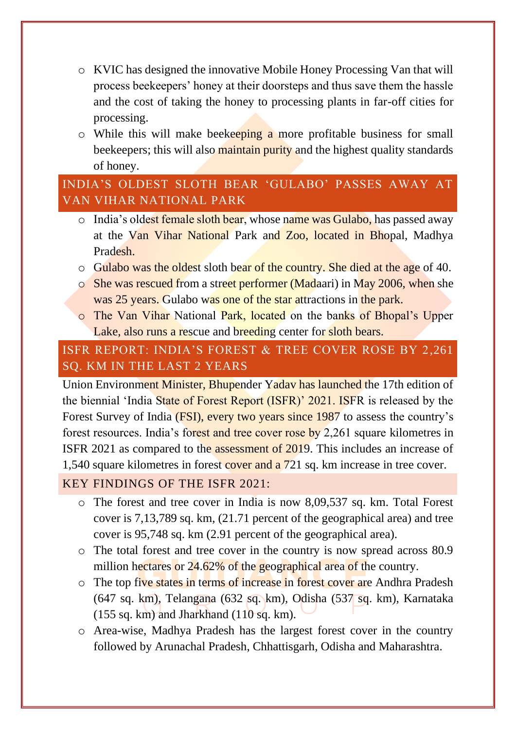- KVIC has designed the innovative Mobile Honey Processing Van that will process beekeepers' honey at their doorsteps and thus save them the hassle and the cost of taking the honey to processing plants in far-off cities for processing.
- While this will make beekeeping a more profitable business for small beekeepers; this will also maintain purity and the highest quality standards of honey.

## INDIA'S OLDEST SLOTH BEAR 'GULABO' PASSES AWAY AT VAN VIHAR NATIONAL PARK

- India's oldest female sloth bear, whose name was Gulabo, has passed away at the Van Vihar National Park and Zoo, located in Bhopal, Madhya Pradesh.
- Gulabo was the oldest sloth bear of the country. She died at the age of 40.
- She was rescued from a street performer (Madaari) in May 2006, when she was 25 years. Gulabo was one of the star attractions in the park.
- The Van Vihar National Park, located on the banks of Bhopal's Upper Lake, also runs a rescue and breeding center for sloth bears.

## ISFR REPORT: INDIA'S FOREST & TREE COVER ROSE BY 2,261 SQ. KM IN THE LAST 2 YEARS

Union Environment Minister, Bhupender Yadav has launched the 17th edition of the biennial 'India State of Forest Report (ISFR)' 2021. ISFR is released by the Forest Survey of India (FSI), every two years since 1987 to assess the country's forest resources. India's forest and tree cover rose by 2,261 square kilometres in ISFR 2021 as compared to the assessment of 2019. This includes an increase of 1,540 square kilometres in forest cover and a 721 sq. km increase in tree cover.

### KEY FINDINGS OF THE ISFR 2021:

- The forest and tree cover in India is now 8,09,537 sq. km. Total Forest cover is 7,13,789 sq. km, (21.71 percent of the geographical area) and tree cover is 95,748 sq. km (2.91 percent of the geographical area).
- The total forest and tree cover in the country is now spread across 80.9 million hectares or 24.62% of the geographical area of the country.
- The top five states in terms of increase in forest cover are Andhra Pradesh (647 sq. km), Telangana (632 sq. km), Odisha (537 sq. km), Karnataka (155 sq. km) and Jharkhand (110 sq. km).
- Area-wise, Madhya Pradesh has the largest forest cover in the country followed by Arunachal Pradesh, Chhattisgarh, Odisha and Maharashtra.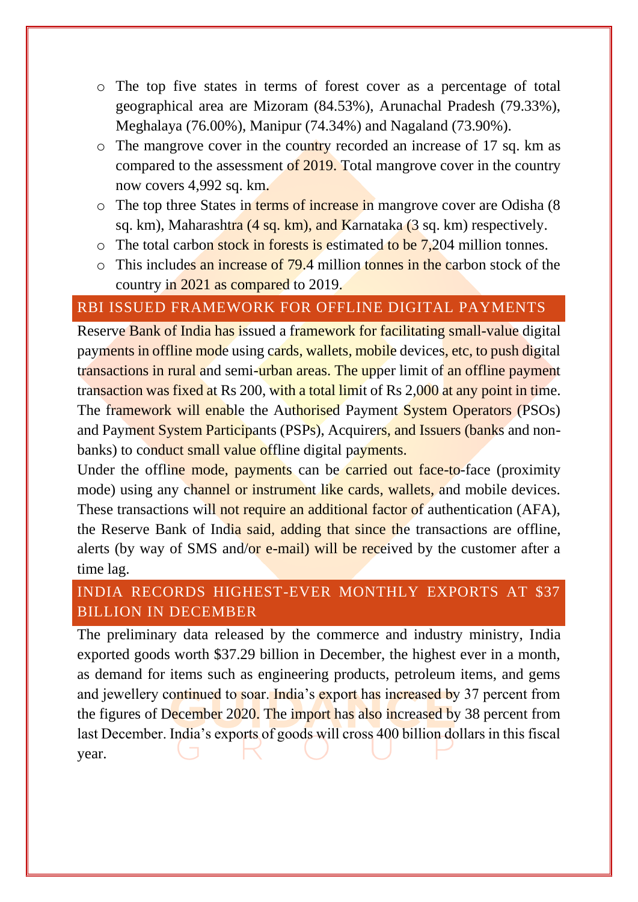- The top five states in terms of forest cover as a percentage of total geographical area are Mizoram (84.53%), Arunachal Pradesh (79.33%), Meghalaya (76.00%), Manipur (74.34%) and Nagaland (73.90%).
- The mangrove cover in the country recorded an increase of 17 sq. km as compared to the assessment of 2019. Total mangrove cover in the country now covers 4,992 sq. km.
- The top three States in terms of increase in mangrove cover are Odisha (8 sq. km), Maharashtra (4 sq. km), and Karnataka (3 sq. km) respectively.
- The total carbon stock in forests is estimated to be 7,204 million tonnes.
- This includes an increase of 79.4 million tonnes in the carbon stock of the country in 2021 as compared to 2019.

## RBI ISSUED FRAMEWORK FOR OFFLINE DIGITAL PAYMENTS

Reserve Bank of India has issued a framework for facilitating small-value digital payments in offline mode using cards, wallets, mobile devices, etc, to push digital transactions in rural and semi-urban areas. The upper limit of an offline payment transaction was fixed at Rs 200, with a total limit of Rs 2,000 at any point in time. The framework will enable the Authorised Payment System Operators (PSOs) and Payment System Participants (PSPs), Acquirers, and Issuers (banks and non-banks) to conduct small value offline digital payments.

Under the offline mode, payments can be carried out face-to-face (proximity mode) using any channel or instrument like cards, wallets, and mobile devices. These transactions will not require an additional factor of authentication (AFA), the Reserve Bank of India said, adding that since the transactions are offline, alerts (by way of SMS and/or e-mail) will be received by the customer after a time lag.

## INDIA RECORDS HIGHEST-EVER MONTHLY EXPORTS AT $37 BILLION IN DECEMBER

The preliminary data released by the commerce and industry ministry, India exported goods worth $37.29 billion in December, the highest ever in a month, as demand for items such as engineering products, petroleum items, and gems and jewellery continued to soar. India's export has increased by 37 percent from the figures of December 2020. The import has also increased by 38 percent from last December. India's exports of goods will cross 400 billion dollars in this fiscal year.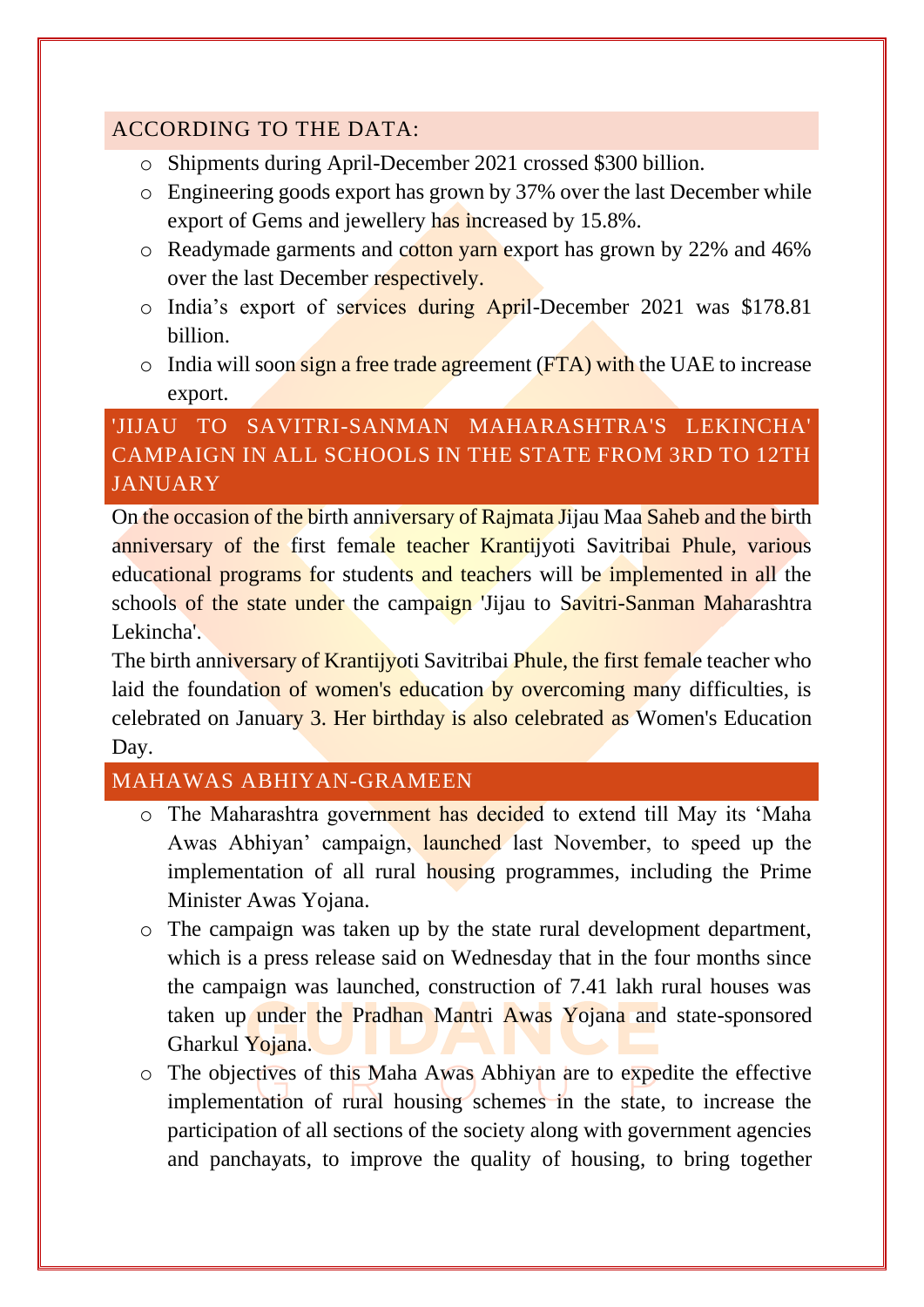## ACCORDING TO THE DATA:

- Shipments during April-December 2021 crossed $300 billion.
- Engineering goods export has grown by 37% over the last December while export of Gems and jewellery has increased by 15.8%.
- Readymade garments and cotton yarn export has grown by 22% and 46% over the last December respectively.
- India's export of services during April-December 2021 was $178.81 billion.
- India will soon sign a free trade agreement (FTA) with the UAE to increase export.

## 'JIJAU TO SAVITRI-SANMAN MAHARASHTRA'S LEKINCHA' CAMPAIGN IN ALL SCHOOLS IN THE STATE FROM 3RD TO 12TH JANUARY

On the occasion of the birth anniversary of Rajmata Jijau Maa Saheb and the birth anniversary of the first female teacher Krantijyoti Savitribai Phule, various educational programs for students and teachers will be implemented in all the schools of the state under the campaign 'Jijau to Savitri-Sanman Maharashtra Lekincha'.

The birth anniversary of Krantijyoti Savitribai Phule, the first female teacher who laid the foundation of women's education by overcoming many difficulties, is celebrated on January 3. Her birthday is also celebrated as Women's Education Day.

## MAHAWAS ABHIYAN-GRAMEEN

- The Maharashtra government has decided to extend till May its 'Maha Awas Abhiyan' campaign, launched last November, to speed up the implementation of all rural housing programmes, including the Prime Minister Awas Yojana.
- The campaign was taken up by the state rural development department, which is a press release said on Wednesday that in the four months since the campaign was launched, construction of 7.41 lakh rural houses was taken up under the Pradhan Mantri Awas Yojana and state-sponsored Gharkul Yojana.
- The objectives of this Maha Awas Abhiyan are to expedite the effective implementation of rural housing schemes in the state, to increase the participation of all sections of the society along with government agencies and panchayats, to improve the quality of housing, to bring together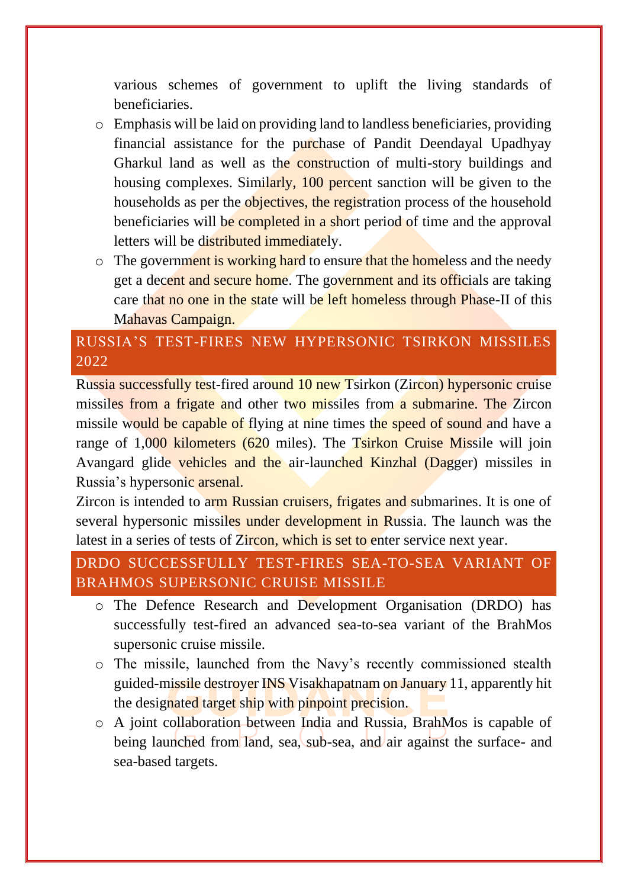various schemes of government to uplift the living standards of beneficiaries.

- Emphasis will be laid on providing land to landless beneficiaries, providing financial assistance for the purchase of Pandit Deendayal Upadhyay Gharkul land as well as the construction of multi-story buildings and housing complexes. Similarly, 100 percent sanction will be given to the households as per the objectives, the registration process of the household beneficiaries will be completed in a short period of time and the approval letters will be distributed immediately.
- The government is working hard to ensure that the homeless and the needy get a decent and secure home. The government and its officials are taking care that no one in the state will be left homeless through Phase-II of this Mahavas Campaign.

## RUSSIA'S TEST-FIRES NEW HYPERSONIC TSIRKON MISSILES 2022

Russia successfully test-fired around 10 new Tsirkon (Zircon) hypersonic cruise missiles from a frigate and other two missiles from a submarine. The Zircon missile would be capable of flying at nine times the speed of sound and have a range of 1,000 kilometers (620 miles). The Tsirkon Cruise Missile will join Avangard glide vehicles and the air-launched Kinzhal (Dagger) missiles in Russia's hypersonic arsenal.

Zircon is intended to arm Russian cruisers, frigates and submarines. It is one of several hypersonic missiles under development in Russia. The launch was the latest in a series of tests of Zircon, which is set to enter service next year.

## DRDO SUCCESSFULLY TEST-FIRES SEA-TO-SEA VARIANT OF BRAHMOS SUPERSONIC CRUISE MISSILE

- The Defence Research and Development Organisation (DRDO) has successfully test-fired an advanced sea-to-sea variant of the BrahMos supersonic cruise missile.
- The missile, launched from the Navy's recently commissioned stealth guided-missile destroyer INS Visakhapatnam on January 11, apparently hit the designated target ship with pinpoint precision.
- A joint collaboration between India and Russia, BrahMos is capable of being launched from land, sea, sub-sea, and air against the surface- and sea-based targets.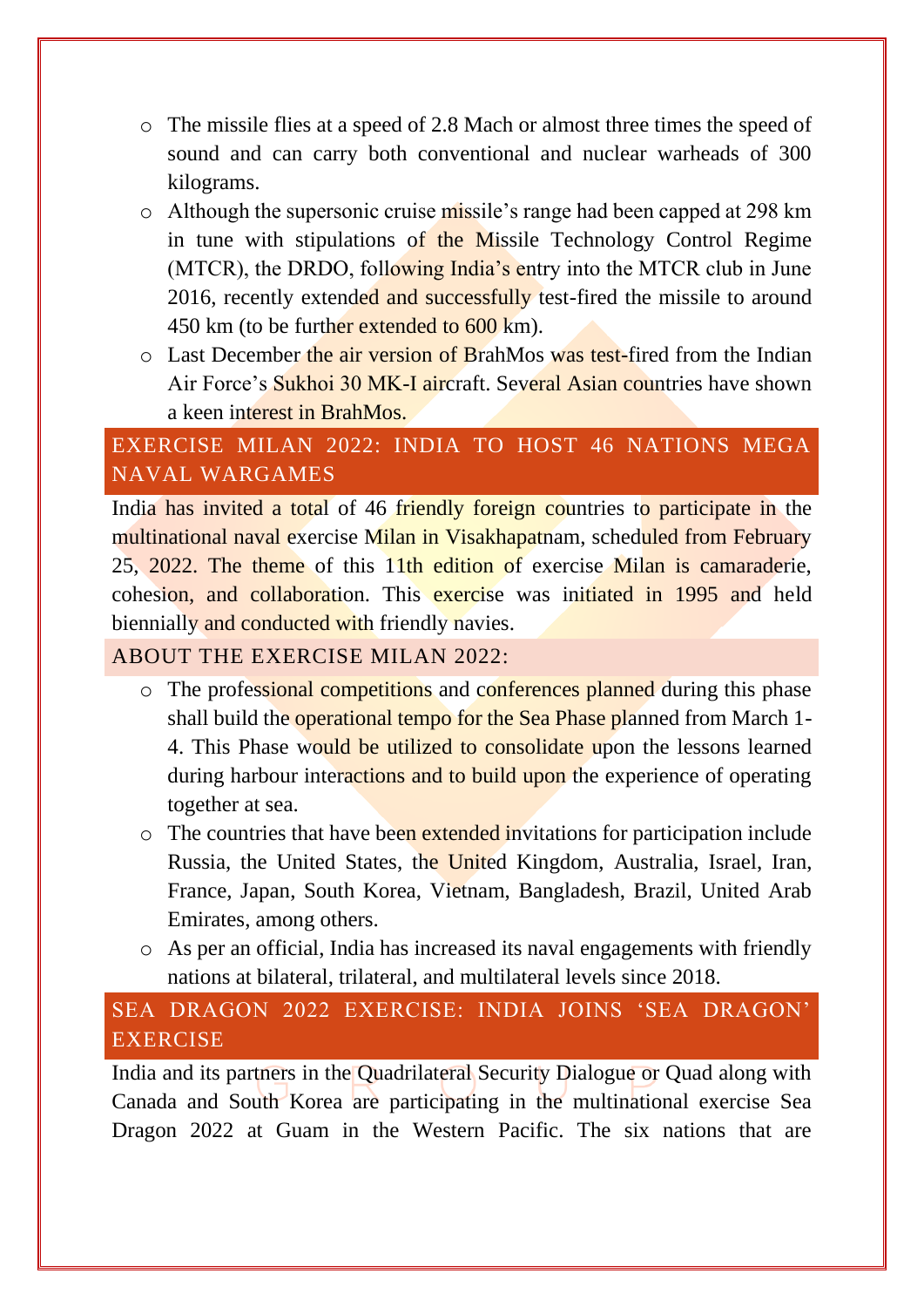- The missile flies at a speed of 2.8 Mach or almost three times the speed of sound and can carry both conventional and nuclear warheads of 300 kilograms.
- Although the supersonic cruise missile's range had been capped at 298 km in tune with stipulations of the Missile Technology Control Regime (MTCR), the DRDO, following India's entry into the MTCR club in June 2016, recently extended and successfully test-fired the missile to around 450 km (to be further extended to 600 km).
- Last December the air version of BrahMos was test-fired from the Indian Air Force's Sukhoi 30 MK-I aircraft. Several Asian countries have shown a keen interest in BrahMos.

## EXERCISE MILAN 2022: INDIA TO HOST 46 NATIONS MEGA NAVAL WARGAMES

India has invited a total of 46 friendly foreign countries to participate in the multinational naval exercise Milan in Visakhapatnam, scheduled from February 25, 2022. The theme of this 11th edition of exercise Milan is camaraderie, cohesion, and collaboration. This exercise was initiated in 1995 and held biennially and conducted with friendly navies.

### ABOUT THE EXERCISE MILAN 2022:

- The professional competitions and conferences planned during this phase shall build the operational tempo for the Sea Phase planned from March 1-4. This Phase would be utilized to consolidate upon the lessons learned during harbour interactions and to build upon the experience of operating together at sea.
- The countries that have been extended invitations for participation include Russia, the United States, the United Kingdom, Australia, Israel, Iran, France, Japan, South Korea, Vietnam, Bangladesh, Brazil, United Arab Emirates, among others.
- As per an official, India has increased its naval engagements with friendly nations at bilateral, trilateral, and multilateral levels since 2018.

## SEA DRAGON 2022 EXERCISE: INDIA JOINS 'SEA DRAGON' EXERCISE

India and its partners in the Quadrilateral Security Dialogue or Quad along with Canada and South Korea are participating in the multinational exercise Sea Dragon 2022 at Guam in the Western Pacific. The six nations that are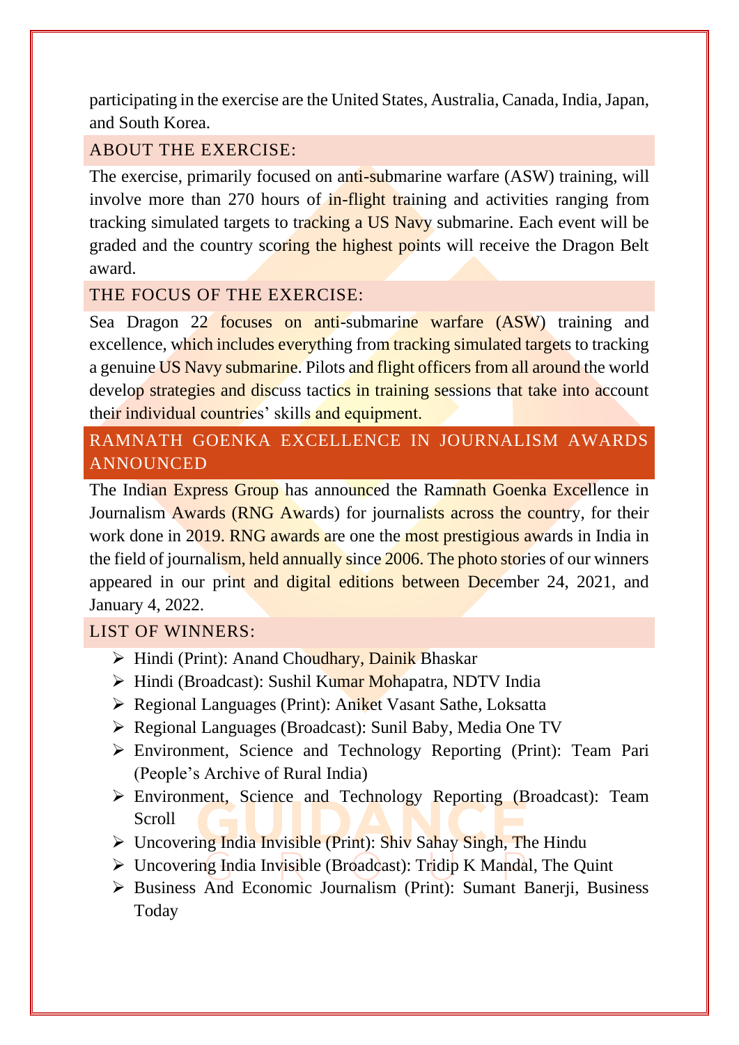participating in the exercise are the United States, Australia, Canada, India, Japan, and South Korea.

### ABOUT THE EXERCISE:

The exercise, primarily focused on anti-submarine warfare (ASW) training, will involve more than 270 hours of in-flight training and activities ranging from tracking simulated targets to tracking a US Navy submarine. Each event will be graded and the country scoring the highest points will receive the Dragon Belt award.

### THE FOCUS OF THE EXERCISE:

Sea Dragon 22 focuses on anti-submarine warfare (ASW) training and excellence, which includes everything from tracking simulated targets to tracking a genuine US Navy submarine. Pilots and flight officers from all around the world develop strategies and discuss tactics in training sessions that take into account their individual countries' skills and equipment.

## RAMNATH GOENKA EXCELLENCE IN JOURNALISM AWARDS ANNOUNCED

The Indian Express Group has announced the Ramnath Goenka Excellence in Journalism Awards (RNG Awards) for journalists across the country, for their work done in 2019. RNG awards are one the most prestigious awards in India in the field of journalism, held annually since 2006. The photo stories of our winners appeared in our print and digital editions between December 24, 2021, and January 4, 2022.

### LIST OF WINNERS:

- Hindi (Print): Anand Choudhary, Dainik Bhaskar
- Hindi (Broadcast): Sushil Kumar Mohapatra, NDTV India
- Regional Languages (Print): Aniket Vasant Sathe, Loksatta
- Regional Languages (Broadcast): Sunil Baby, Media One TV
- Environment, Science and Technology Reporting (Print): Team Pari (People's Archive of Rural India)
- Environment, Science and Technology Reporting (Broadcast): Team Scroll
- Uncovering India Invisible (Print): Shiv Sahay Singh, The Hindu
- Uncovering India Invisible (Broadcast): Tridip K Mandal, The Quint
- Business And Economic Journalism (Print): Sumant Banerji, Business Today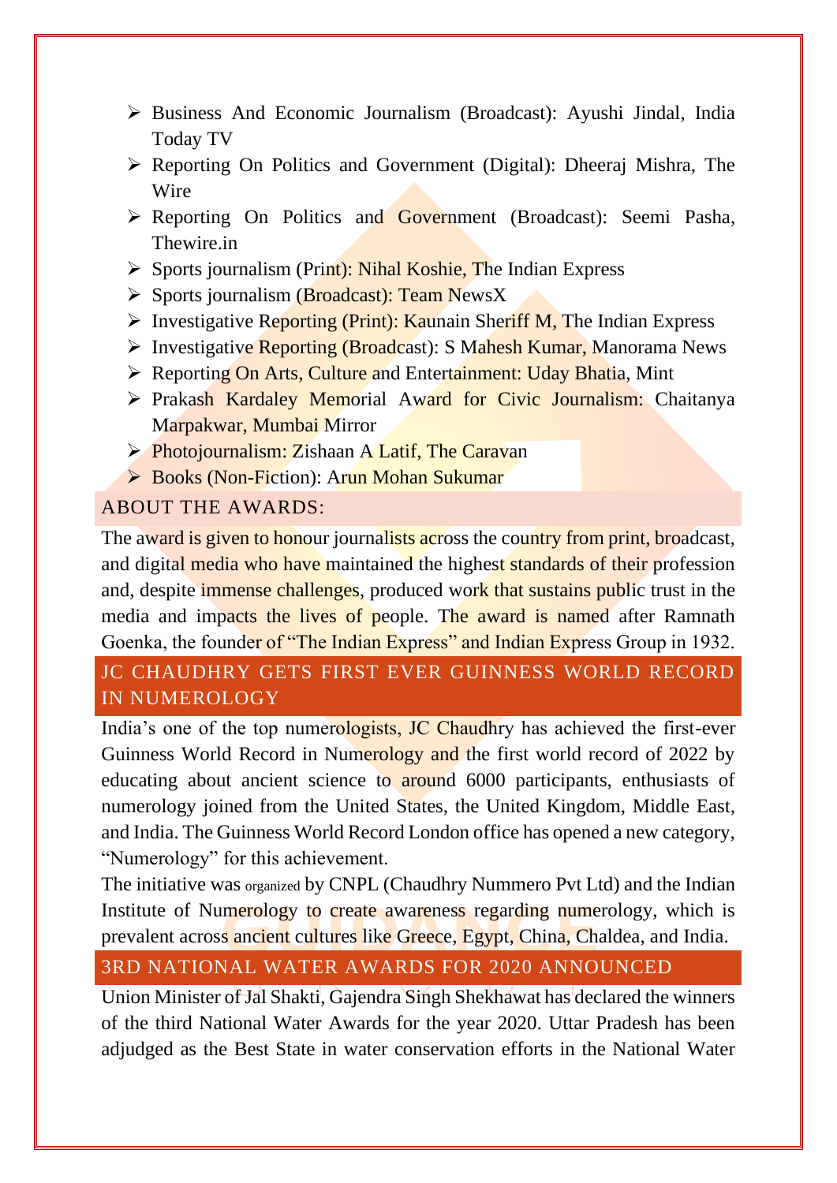- Business And Economic Journalism (Broadcast): Ayushi Jindal, India Today TV
- Reporting On Politics and Government (Digital): Dheeraj Mishra, The Wire
- Reporting On Politics and Government (Broadcast): Seemi Pasha, Thewire.in
- Sports journalism (Print): Nihal Koshie, The Indian Express
- Sports journalism (Broadcast): Team NewsX
- Investigative Reporting (Print): Kaunain Sheriff M, The Indian Express
- Investigative Reporting (Broadcast): S Mahesh Kumar, Manorama News
- Reporting On Arts, Culture and Entertainment: Uday Bhatia, Mint
- Prakash Kardaley Memorial Award for Civic Journalism: Chaitanya Marpakwar, Mumbai Mirror
- Photojournalism: Zishaan A Latif, The Caravan
- Books (Non-Fiction): Arun Mohan Sukumar

### ABOUT THE AWARDS:

The award is given to honour journalists across the country from print, broadcast, and digital media who have maintained the highest standards of their profession and, despite immense challenges, produced work that sustains public trust in the media and impacts the lives of people. The award is named after Ramnath Goenka, the founder of "The Indian Express" and Indian Express Group in 1932.

## JC CHAUDHRY GETS FIRST EVER GUINNESS WORLD RECORD IN NUMEROLOGY

India's one of the top numerologists, JC Chaudhry has achieved the first-ever Guinness World Record in Numerology and the first world record of 2022 by educating about ancient science to around 6000 participants, enthusiasts of numerology joined from the United States, the United Kingdom, Middle East, and India. The Guinness World Record London office has opened a new category, "Numerology" for this achievement.

The initiative was organized by CNPL (Chaudhry Nummero Pvt Ltd) and the Indian Institute of Numerology to create awareness regarding numerology, which is prevalent across ancient cultures like Greece, Egypt, China, Chaldea, and India.

## 3RD NATIONAL WATER AWARDS FOR 2020 ANNOUNCED

Union Minister of Jal Shakti, Gajendra Singh Shekhawat has declared the winners of the third National Water Awards for the year 2020. Uttar Pradesh has been adjudged as the Best State in water conservation efforts in the National Water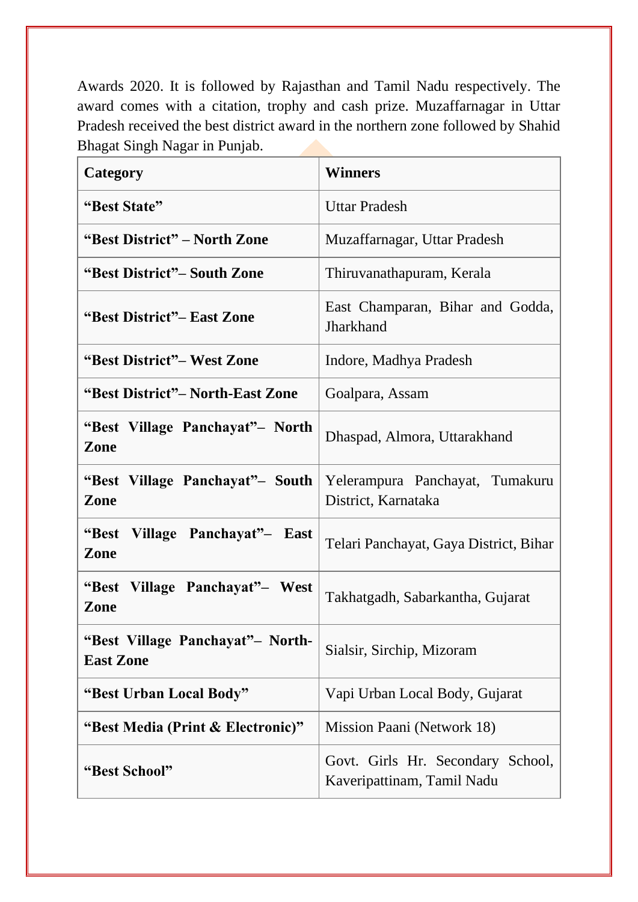Awards 2020. It is followed by Rajasthan and Tamil Nadu respectively. The award comes with a citation, trophy and cash prize. Muzaffarnagar in Uttar Pradesh received the best district award in the northern zone followed by Shahid Bhagat Singh Nagar in Punjab.

| Category | Winners |
|---|---|
| **"Best State"** | Uttar Pradesh |
| **"Best District" – North Zone** | Muzaffarnagar, Uttar Pradesh |
| **"Best District"– South Zone** | Thiruvanathapuram, Kerala |
| **"Best District"– East Zone** | East Champaran, Bihar and Godda, Jharkhand |
| **"Best District"– West Zone** | Indore, Madhya Pradesh |
| **"Best District"– North-East Zone** | Goalpara, Assam |
| **"Best Village Panchayat"– North Zone** | Dhaspad, Almora, Uttarakhand |
| **"Best Village Panchayat"– South Zone** | Yelerampura Panchayat, Tumakuru District, Karnataka |
| **"Best Village Panchayat"– East Zone** | Telari Panchayat, Gaya District, Bihar |
| **"Best Village Panchayat"– West Zone** | Takhatgadh, Sabarkantha, Gujarat |
| **"Best Village Panchayat"– North-East Zone** | Sialsir, Sirchip, Mizoram |
| **"Best Urban Local Body"** | Vapi Urban Local Body, Gujarat |
| **"Best Media (Print & Electronic)"** | Mission Paani (Network 18) |
| **"Best School"** | Govt. Girls Hr. Secondary School, Kaveripattinam, Tamil Nadu |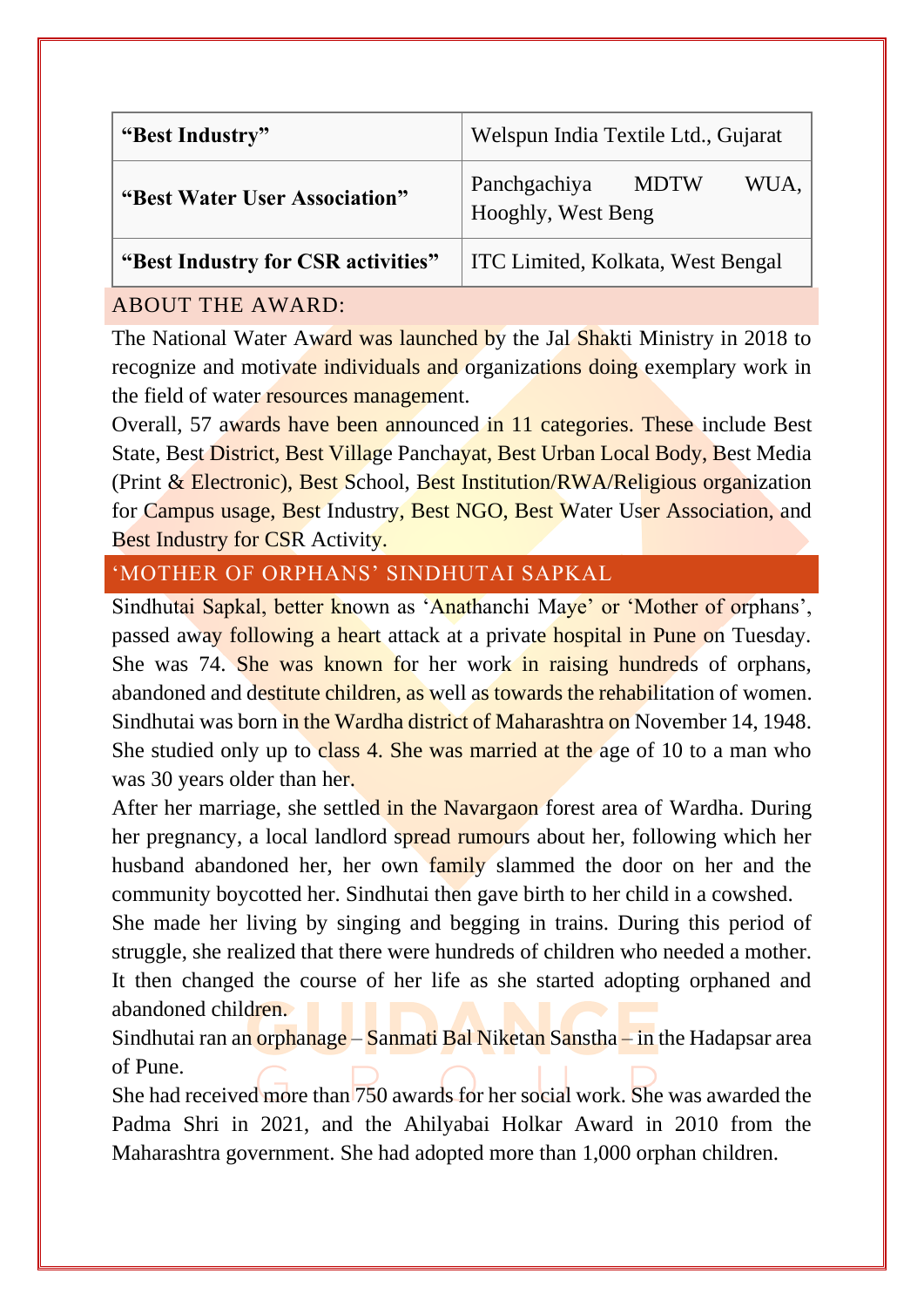| “Best Industry” | Welspun India Textile Ltd., Gujarat |
|---|---|
| “Best Water User Association” | Panchgachiya MDTW WUA, Hooghly, West Beng |
| “Best Industry for CSR activities” | ITC Limited, Kolkata, West Bengal |

## ABOUT THE AWARD:

The National Water Award was launched by the Jal Shakti Ministry in 2018 to recognize and motivate individuals and organizations doing exemplary work in the field of water resources management.

Overall, 57 awards have been announced in 11 categories. These include Best State, Best District, Best Village Panchayat, Best Urban Local Body, Best Media (Print & Electronic), Best School, Best Institution/RWA/Religious organization for Campus usage, Best Industry, Best NGO, Best Water User Association, and Best Industry for CSR Activity.

## ‘MOTHER OF ORPHANS’ SINDHUTAI SAPKAL

Sindhutai Sapkal, better known as ‘Anathanchi Maye’ or ‘Mother of orphans’, passed away following a heart attack at a private hospital in Pune on Tuesday. She was 74. She was known for her work in raising hundreds of orphans, abandoned and destitute children, as well as towards the rehabilitation of women.

Sindhutai was born in the Wardha district of Maharashtra on November 14, 1948. She studied only up to class 4. She was married at the age of 10 to a man who was 30 years older than her.

After her marriage, she settled in the Navargaon forest area of Wardha. During her pregnancy, a local landlord spread rumours about her, following which her husband abandoned her, her own family slammed the door on her and the community boycotted her. Sindhutai then gave birth to her child in a cowshed.

She made her living by singing and begging in trains. During this period of struggle, she realized that there were hundreds of children who needed a mother. It then changed the course of her life as she started adopting orphaned and abandoned children.

Sindhutai ran an orphanage – Sanmati Bal Niketan Sanstha – in the Hadapsar area of Pune.

She had received more than 750 awards for her social work. She was awarded the Padma Shri in 2021, and the Ahilyabai Holkar Award in 2010 from the Maharashtra government. She had adopted more than 1,000 orphan children.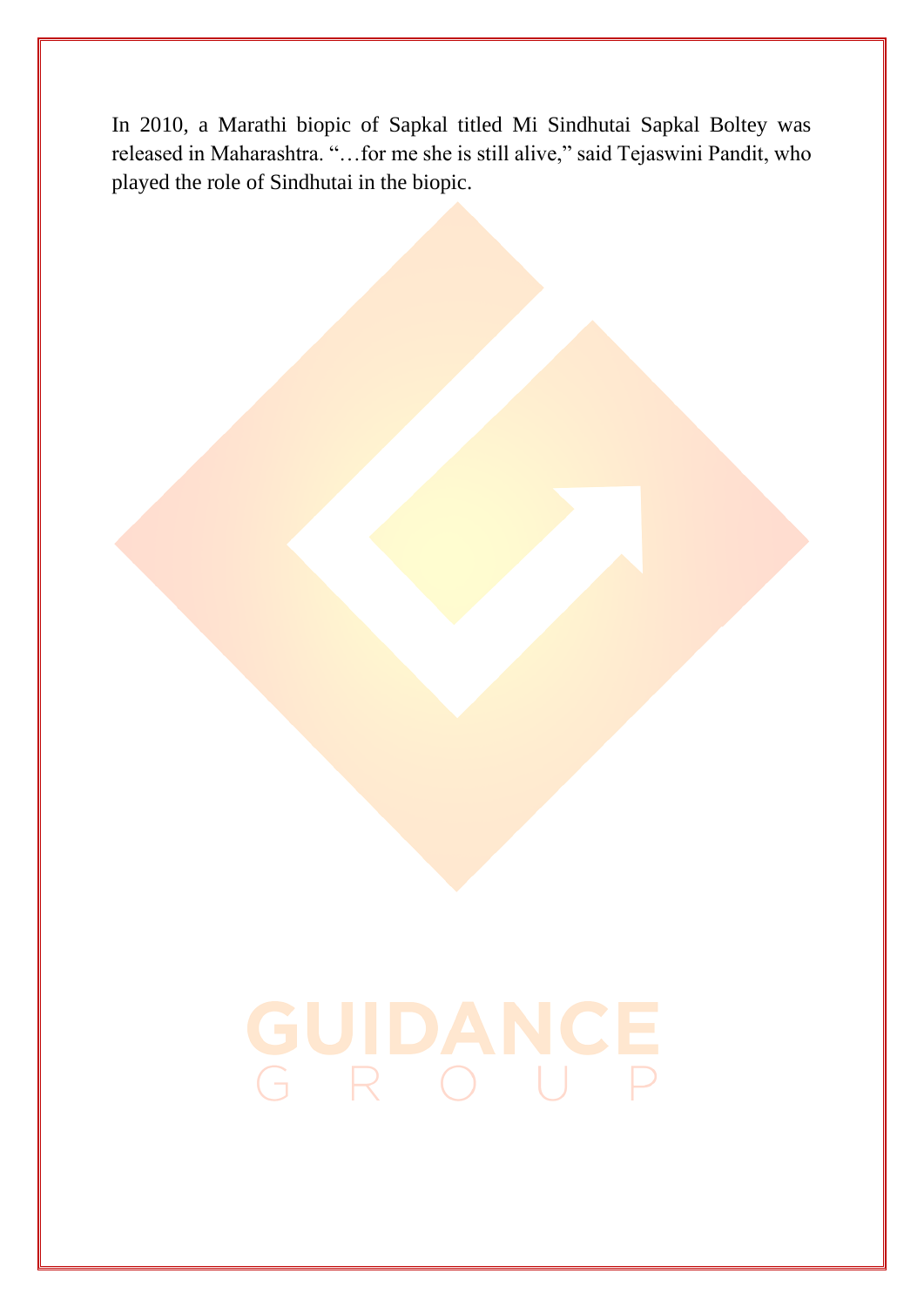In 2010, a Marathi biopic of Sapkal titled Mi Sindhutai Sapkal Boltey was released in Maharashtra. "…for me she is still alive," said Tejaswini Pandit, who played the role of Sindhutai in the biopic.